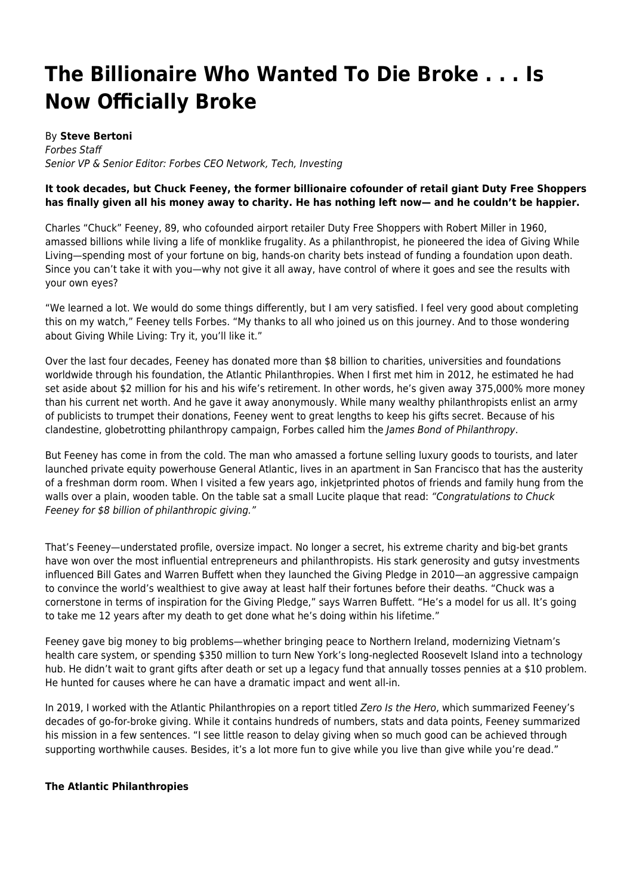# The Billionaire Who Wanted To Die Broke . . . Is Now Officially Broke

By **Steve Bertoni**
*Forbes Staff*
*Senior VP & Senior Editor: Forbes CEO Network, Tech, Investing*

**It took decades, but Chuck Feeney, the former billionaire cofounder of retail giant Duty Free Shoppers has finally given all his money away to charity. He has nothing left now— and he couldn't be happier.**

Charles "Chuck" Feeney, 89, who cofounded airport retailer Duty Free Shoppers with Robert Miller in 1960, amassed billions while living a life of monklike frugality. As a philanthropist, he pioneered the idea of Giving While Living—spending most of your fortune on big, hands-on charity bets instead of funding a foundation upon death. Since you can't take it with you—why not give it all away, have control of where it goes and see the results with your own eyes?

"We learned a lot. We would do some things differently, but I am very satisfied. I feel very good about completing this on my watch," Feeney tells Forbes. "My thanks to all who joined us on this journey. And to those wondering about Giving While Living: Try it, you'll like it."

Over the last four decades, Feeney has donated more than $8 billion to charities, universities and foundations worldwide through his foundation, the Atlantic Philanthropies. When I first met him in 2012, he estimated he had set aside about $2 million for his and his wife's retirement. In other words, he's given away 375,000% more money than his current net worth. And he gave it away anonymously. While many wealthy philanthropists enlist an army of publicists to trumpet their donations, Feeney went to great lengths to keep his gifts secret. Because of his clandestine, globetrotting philanthropy campaign, Forbes called him the *James Bond of Philanthropy*.

But Feeney has come in from the cold. The man who amassed a fortune selling luxury goods to tourists, and later launched private equity powerhouse General Atlantic, lives in an apartment in San Francisco that has the austerity of a freshman dorm room. When I visited a few years ago, inkjetprinted photos of friends and family hung from the walls over a plain, wooden table. On the table sat a small Lucite plaque that read: *"Congratulations to Chuck Feeney for $8 billion of philanthropic giving."*

That's Feeney—understated profile, oversize impact. No longer a secret, his extreme charity and big-bet grants have won over the most influential entrepreneurs and philanthropists. His stark generosity and gutsy investments influenced Bill Gates and Warren Buffett when they launched the Giving Pledge in 2010—an aggressive campaign to convince the world's wealthiest to give away at least half their fortunes before their deaths. "Chuck was a cornerstone in terms of inspiration for the Giving Pledge," says Warren Buffett. "He's a model for us all. It's going to take me 12 years after my death to get done what he's doing within his lifetime."

Feeney gave big money to big problems—whether bringing peace to Northern Ireland, modernizing Vietnam's health care system, or spending $350 million to turn New York's long-neglected Roosevelt Island into a technology hub. He didn't wait to grant gifts after death or set up a legacy fund that annually tosses pennies at a $10 problem. He hunted for causes where he can have a dramatic impact and went all-in.

In 2019, I worked with the Atlantic Philanthropies on a report titled *Zero Is the Hero*, which summarized Feeney's decades of go-for-broke giving. While it contains hundreds of numbers, stats and data points, Feeney summarized his mission in a few sentences. "I see little reason to delay giving when so much good can be achieved through supporting worthwhile causes. Besides, it's a lot more fun to give while you live than give while you're dead."

**The Atlantic Philanthropies**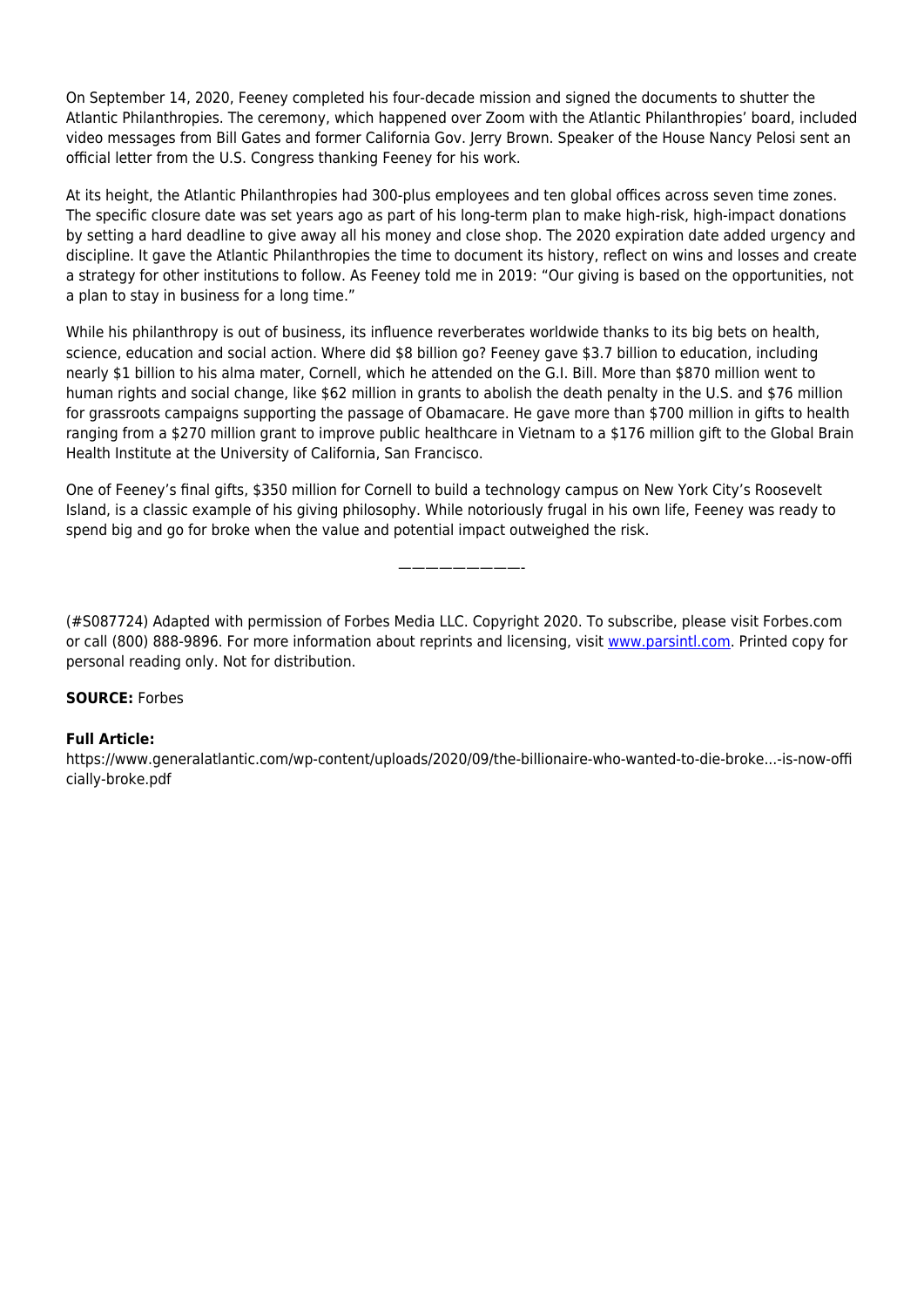On September 14, 2020, Feeney completed his four-decade mission and signed the documents to shutter the Atlantic Philanthropies. The ceremony, which happened over Zoom with the Atlantic Philanthropies' board, included video messages from Bill Gates and former California Gov. Jerry Brown. Speaker of the House Nancy Pelosi sent an official letter from the U.S. Congress thanking Feeney for his work.

At its height, the Atlantic Philanthropies had 300-plus employees and ten global offices across seven time zones. The specific closure date was set years ago as part of his long-term plan to make high-risk, high-impact donations by setting a hard deadline to give away all his money and close shop. The 2020 expiration date added urgency and discipline. It gave the Atlantic Philanthropies the time to document its history, reflect on wins and losses and create a strategy for other institutions to follow. As Feeney told me in 2019: "Our giving is based on the opportunities, not a plan to stay in business for a long time."

While his philanthropy is out of business, its influence reverberates worldwide thanks to its big bets on health, science, education and social action. Where did $8 billion go? Feeney gave $3.7 billion to education, including nearly $1 billion to his alma mater, Cornell, which he attended on the G.I. Bill. More than $870 million went to human rights and social change, like $62 million in grants to abolish the death penalty in the U.S. and $76 million for grassroots campaigns supporting the passage of Obamacare. He gave more than $700 million in gifts to health ranging from a $270 million grant to improve public healthcare in Vietnam to a $176 million gift to the Global Brain Health Institute at the University of California, San Francisco.

One of Feeney's final gifts, $350 million for Cornell to build a technology campus on New York City's Roosevelt Island, is a classic example of his giving philosophy. While notoriously frugal in his own life, Feeney was ready to spend big and go for broke when the value and potential impact outweighed the risk.

———————————-

(#S087724) Adapted with permission of Forbes Media LLC. Copyright 2020. To subscribe, please visit Forbes.com or call (800) 888-9896. For more information about reprints and licensing, visit www.parsintl.com. Printed copy for personal reading only. Not for distribution.

**SOURCE:** Forbes

**Full Article:**
https://www.generalatlantic.com/wp-content/uploads/2020/09/the-billionaire-who-wanted-to-die-broke...-is-now-officially-broke.pdf